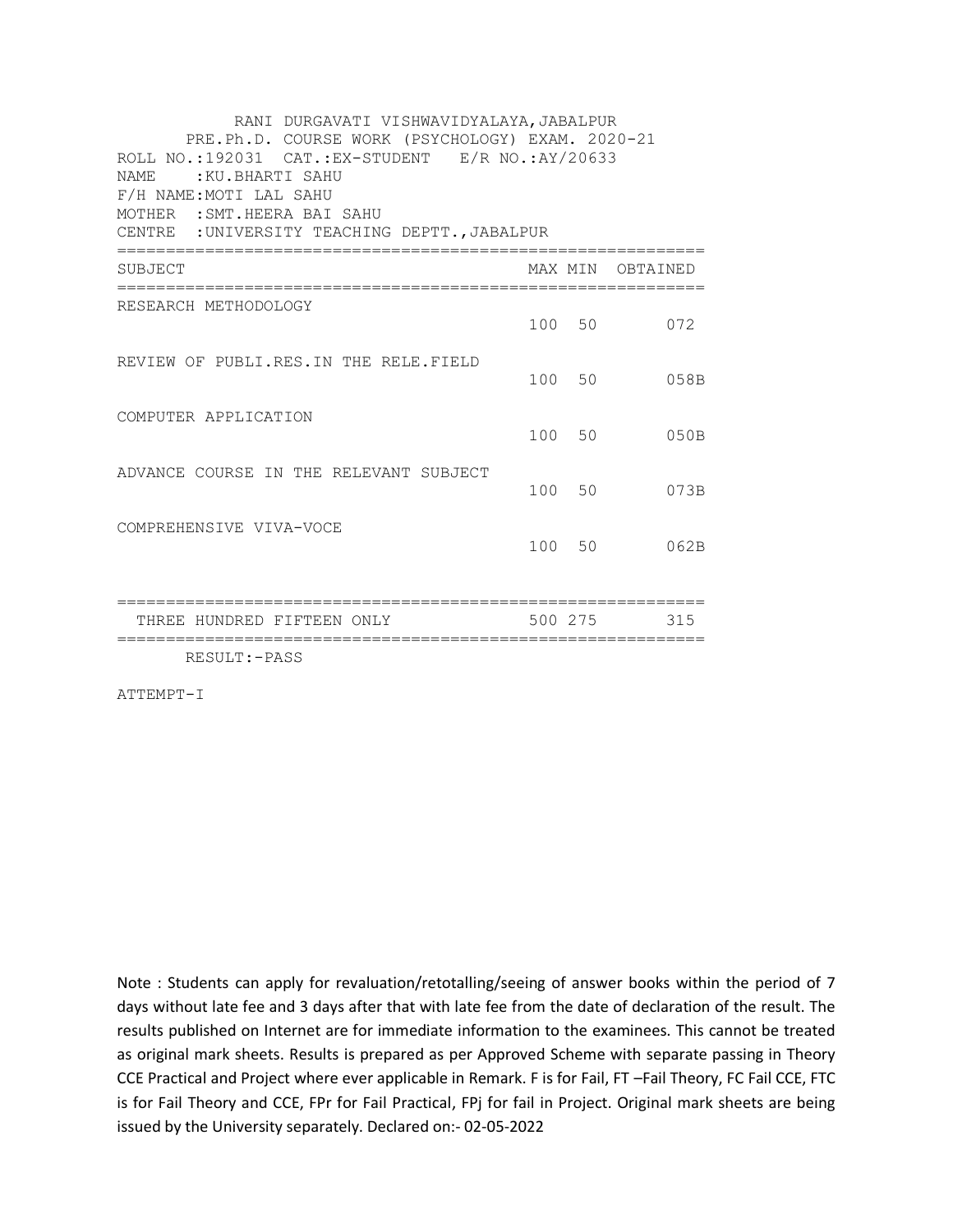RANI DURGAVATI VISHWAVIDYALAYA,JABALPUR

PRE.Ph.D. COURSE WORK (PSYCHOLOGY) EXAM. 2020-21

ROLL NO.:192031 CAT.:EX-STUDENT E/R NO.:AY/20633

NAME :KU.BHARTI SAHU

F/H NAME:MOTI LAL SAHU

MOTHER :SMT.HEERA BAI SAHU

CENTRE :UNIVERSITY TEACHING DEPTT.,JABALPUR

| SUBJECT | MAX | MIN | OBTAINED |
|---|---|---|---|
| RESEARCH METHODOLOGY | 100 | 50 | 072 |
| REVIEW OF PUBLI.RES.IN THE RELE.FIELD | 100 | 50 | 058B |
| COMPUTER APPLICATION | 100 | 50 | 050B |
| ADVANCE COURSE IN THE RELEVANT SUBJECT | 100 | 50 | 073B |
| COMPREHENSIVE VIVA-VOCE | 100 | 50 | 062B |
| THREE HUNDRED FIFTEEN ONLY | 500 | 275 | 315 |

RESULT:-PASS

ATTEMPT-I

Note : Students can apply for revaluation/retotalling/seeing of answer books within the period of 7 days without late fee and 3 days after that with late fee from the date of declaration of the result. The results published on Internet are for immediate information to the examinees. This cannot be treated as original mark sheets. Results is prepared as per Approved Scheme with separate passing in Theory CCE Practical and Project where ever applicable in Remark. F is for Fail, FT –Fail Theory, FC Fail CCE, FTC is for Fail Theory and CCE, FPr for Fail Practical, FPj for fail in Project. Original mark sheets are being issued by the University separately. Declared on:- 02-05-2022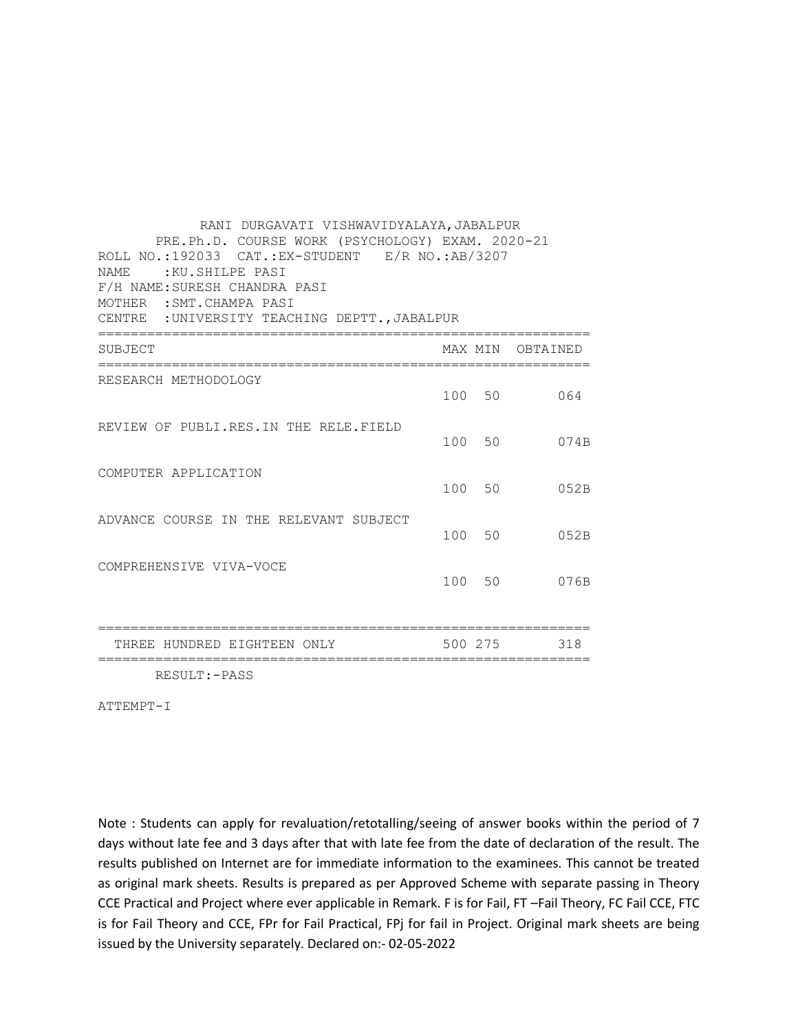RANI DURGAVATI VISHWAVIDYALAYA,JABALPUR

PRE.Ph.D. COURSE WORK (PSYCHOLOGY) EXAM. 2020-21

ROLL NO.:192033 CAT.:EX-STUDENT E/R NO.:AB/3207

NAME :KU.SHILPE PASI

F/H NAME:SURESH CHANDRA PASI

MOTHER :SMT.CHAMPA PASI

CENTRE :UNIVERSITY TEACHING DEPTT.,JABALPUR

| SUBJECT | MAX | MIN | OBTAINED |
|---|---|---|---|
| RESEARCH METHODOLOGY | 100 | 50 | 064 |
| REVIEW OF PUBLI.RES.IN THE RELE.FIELD | 100 | 50 | 074B |
| COMPUTER APPLICATION | 100 | 50 | 052B |
| ADVANCE COURSE IN THE RELEVANT SUBJECT | 100 | 50 | 052B |
| COMPREHENSIVE VIVA-VOCE | 100 | 50 | 076B |
| THREE HUNDRED EIGHTEEN ONLY | 500 | 275 | 318 |

RESULT:-PASS

ATTEMPT-I

Note : Students can apply for revaluation/retotalling/seeing of answer books within the period of 7 days without late fee and 3 days after that with late fee from the date of declaration of the result. The results published on Internet are for immediate information to the examinees. This cannot be treated as original mark sheets. Results is prepared as per Approved Scheme with separate passing in Theory CCE Practical and Project where ever applicable in Remark. F is for Fail, FT –Fail Theory, FC Fail CCE, FTC is for Fail Theory and CCE, FPr for Fail Practical, FPj for fail in Project. Original mark sheets are being issued by the University separately. Declared on:- 02-05-2022